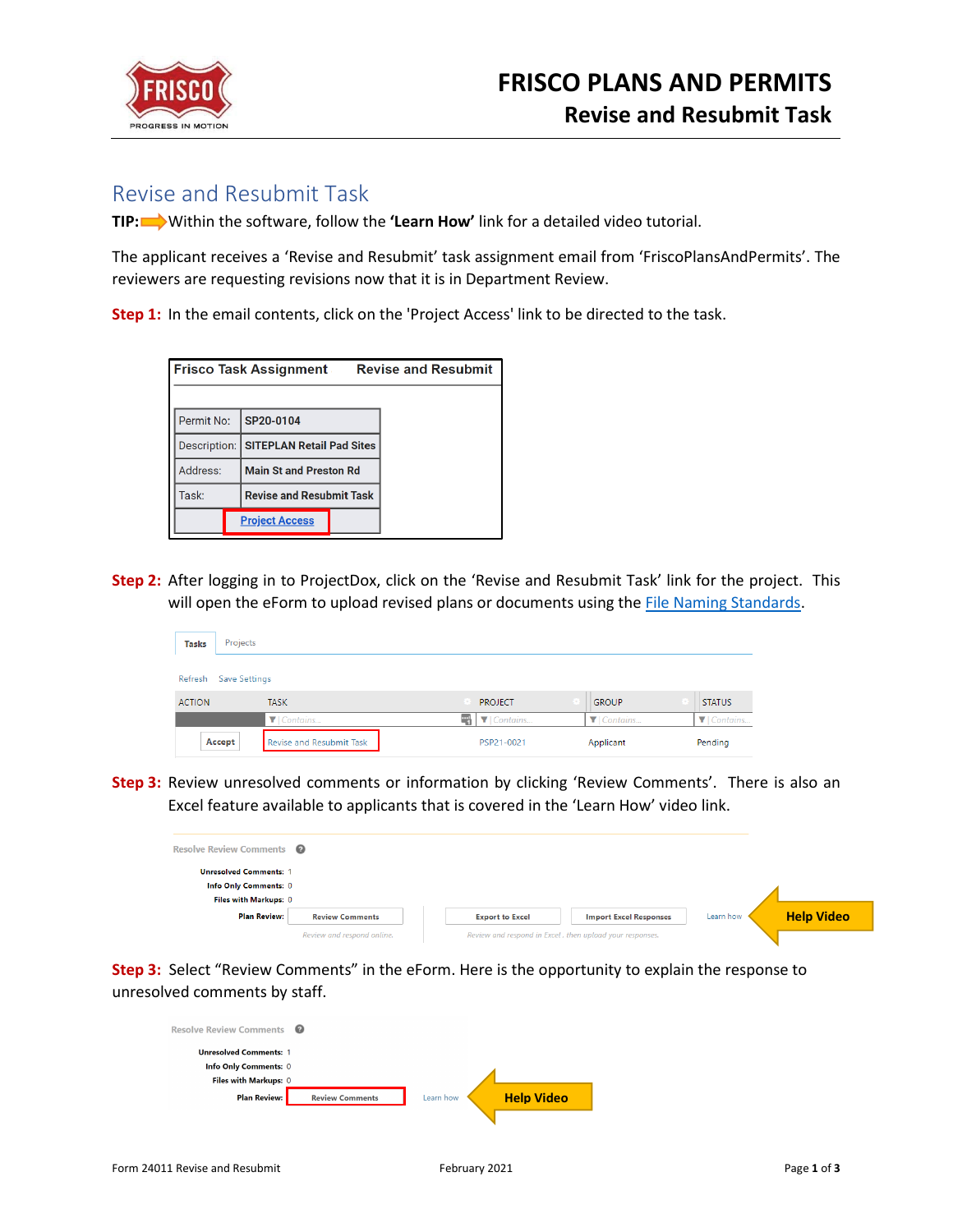# Revise and Resubmit Task

**TIP:** Within the software, follow the **'Learn How'** link for a detailed video tutorial.

The applicant receives a 'Revise and Resubmit' task assignment email from 'FriscoPlansAndPermits'. The reviewers are requesting revisions now that it is in Department Review.

**Step 1:** In the email contents, click on the 'Project Access' link to be directed to the task.

| Frisco Task Assignment | Revise and Resubmit |
|---|---|
| Permit No: | SP20-0104 |
| Description: | SITEPLAN Retail Pad Sites |
| Address: | Main St and Preston Rd |
| Task: | Revise and Resubmit Task |
| | Project Access |

**Step 2:** After logging in to ProjectDox, click on the 'Revise and Resubmit Task' link for the project. This will open the eForm to upload revised plans or documents using the File Naming Standards.

Tasks | Projects

Refresh | Save Settings

| ACTION | TASK | PROJECT | GROUP | STATUS |
|---|---|---|---|---|
| Accept | Revise and Resubmit Task | PSP21-0021 | Applicant | Pending |

**Step 3:** Review unresolved comments or information by clicking 'Review Comments'. There is also an Excel feature available to applicants that is covered in the 'Learn How' video link.

Resolve Review Comments

Unresolved Comments: 1
Info Only Comments: 0
Files with Markups: 0
Plan Review: Review Comments | Export to Excel | Import Excel Responses | Learn how

Review and respond online. | Review and respond in Excel, then upload your responses.

Help Video

**Step 3:** Select "Review Comments" in the eForm. Here is the opportunity to explain the response to unresolved comments by staff.

Resolve Review Comments

Unresolved Comments: 1
Info Only Comments: 0
Files with Markups: 0
Plan Review: Review Comments | Learn how

Help Video

Form 24011 Revise and Resubmit | February 2021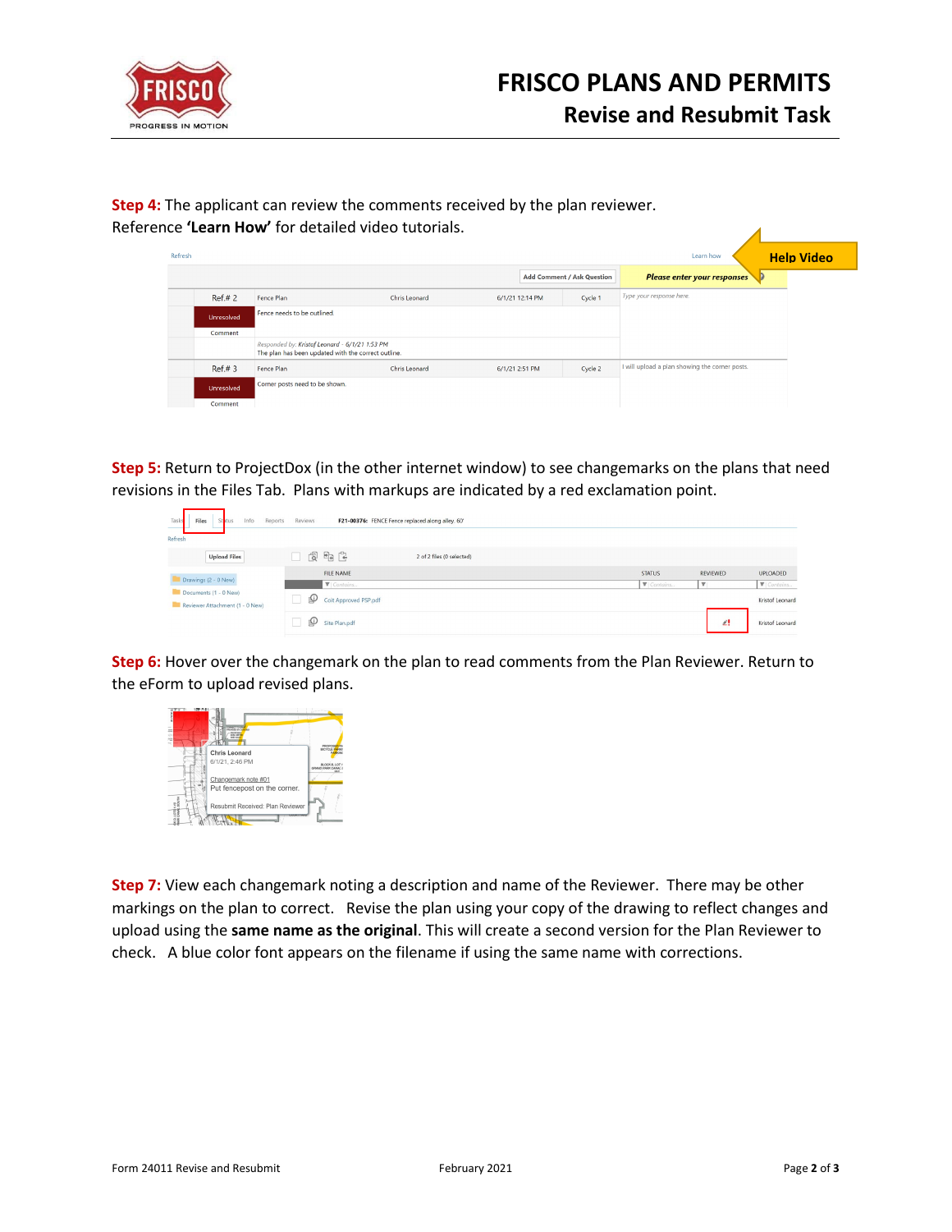**Step 4:** The applicant can review the comments received by the plan reviewer. Reference **'Learn How'** for detailed video tutorials.

**Step 5:** Return to ProjectDox (in the other internet window) to see changemarks on the plans that need revisions in the Files Tab. Plans with markups are indicated by a red exclamation point.

**Step 6:** Hover over the changemark on the plan to read comments from the Plan Reviewer. Return to the eForm to upload revised plans.

**Step 7:** View each changemark noting a description and name of the Reviewer. There may be other markings on the plan to correct. Revise the plan using your copy of the drawing to reflect changes and upload using the **same name as the original**. This will create a second version for the Plan Reviewer to check. A blue color font appears on the filename if using the same name with corrections.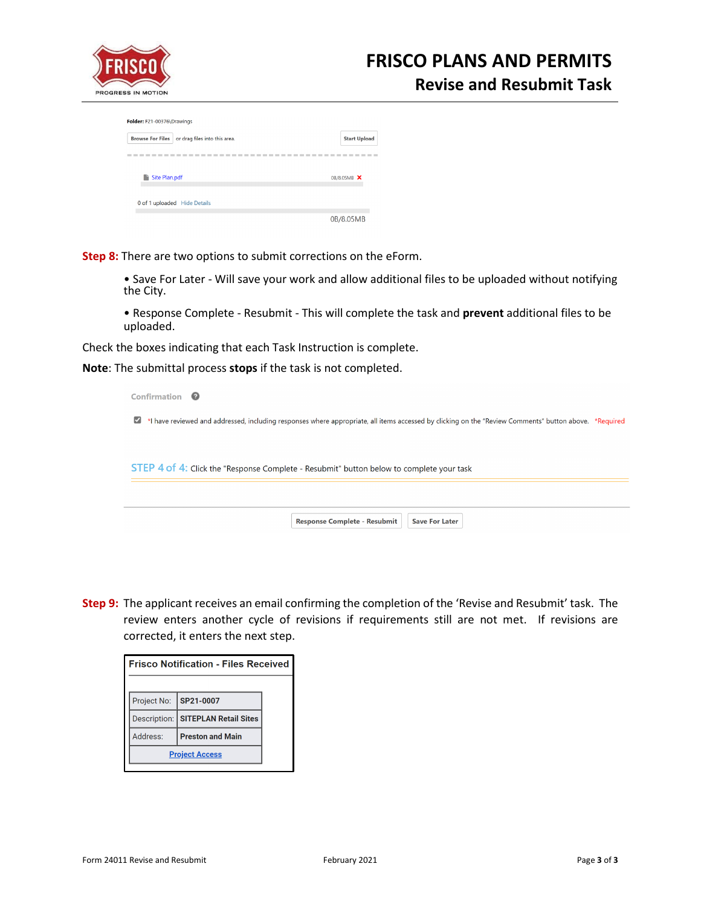Folder: F21-00376\Drawings

Browse For Files or drag files into this area. Start Upload

Site Plan.pdf 0B/8.05MB

0 of 1 uploaded Hide Details

0B/8.05MB

**Step 8:** There are two options to submit corrections on the eForm.

- Save For Later - Will save your work and allow additional files to be uploaded without notifying the City.
- Response Complete - Resubmit - This will complete the task and **prevent** additional files to be uploaded.

Check the boxes indicating that each Task Instruction is complete.

**Note**: The submittal process **stops** if the task is not completed.

Confirmation

*I have reviewed and addressed, including responses where appropriate, all items accessed by clicking on the "Review Comments" button above. *Required

STEP 4 of 4: Click the "Response Complete - Resubmit" button below to complete your task

Response Complete - Resubmit | Save For Later

**Step 9:** The applicant receives an email confirming the completion of the 'Revise and Resubmit' task. The review enters another cycle of revisions if requirements still are not met. If revisions are corrected, it enters the next step.

**Frisco Notification - Files Received**

| | |
|---|---|
| Project No: | SP21-0007 |
| Description: | SITEPLAN Retail Sites |
| Address: | Preston and Main |
| Project Access | |